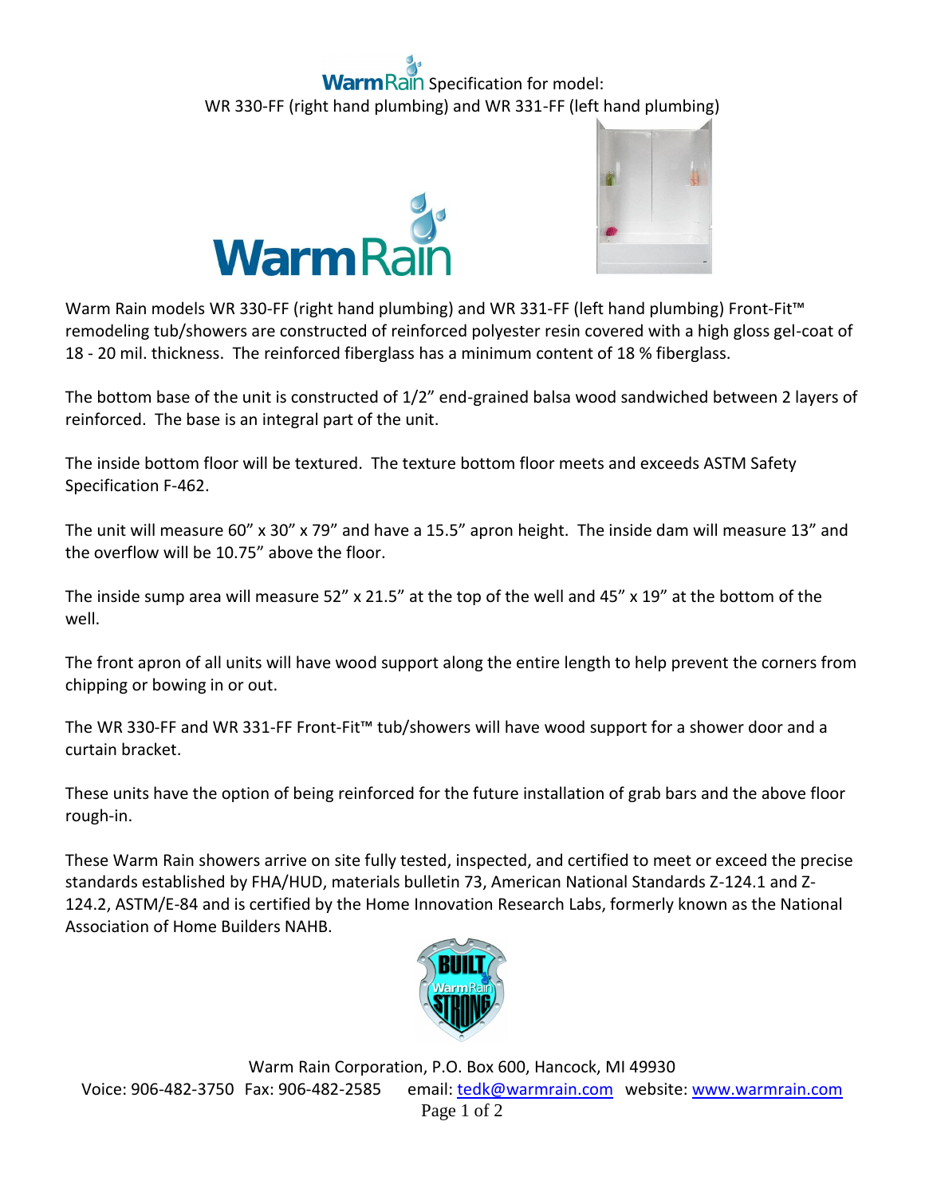# WarmRain Specification for model: WR 330-FF (right hand plumbing) and WR 331-FF (left hand plumbing)

Warm Rain models WR 330-FF (right hand plumbing) and WR 331-FF (left hand plumbing) Front-Fit™ remodeling tub/showers are constructed of reinforced polyester resin covered with a high gloss gel-coat of 18 - 20 mil. thickness. The reinforced fiberglass has a minimum content of 18 % fiberglass.

The bottom base of the unit is constructed of 1/2" end-grained balsa wood sandwiched between 2 layers of reinforced. The base is an integral part of the unit.

The inside bottom floor will be textured. The texture bottom floor meets and exceeds ASTM Safety Specification F-462.

The unit will measure 60" x 30" x 79" and have a 15.5" apron height. The inside dam will measure 13" and the overflow will be 10.75" above the floor.

The inside sump area will measure 52" x 21.5" at the top of the well and 45" x 19" at the bottom of the well.

The front apron of all units will have wood support along the entire length to help prevent the corners from chipping or bowing in or out.

The WR 330-FF and WR 331-FF Front-Fit™ tub/showers will have wood support for a shower door and a curtain bracket.

These units have the option of being reinforced for the future installation of grab bars and the above floor rough-in.

These Warm Rain showers arrive on site fully tested, inspected, and certified to meet or exceed the precise standards established by FHA/HUD, materials bulletin 73, American National Standards Z-124.1 and Z-124.2, ASTM/E-84 and is certified by the Home Innovation Research Labs, formerly known as the National Association of Home Builders NAHB.

Warm Rain Corporation, P.O. Box 600, Hancock, MI 49930
Voice: 906-482-3750 Fax: 906-482-2585 email: tedk@warmrain.com website: www.warmrain.com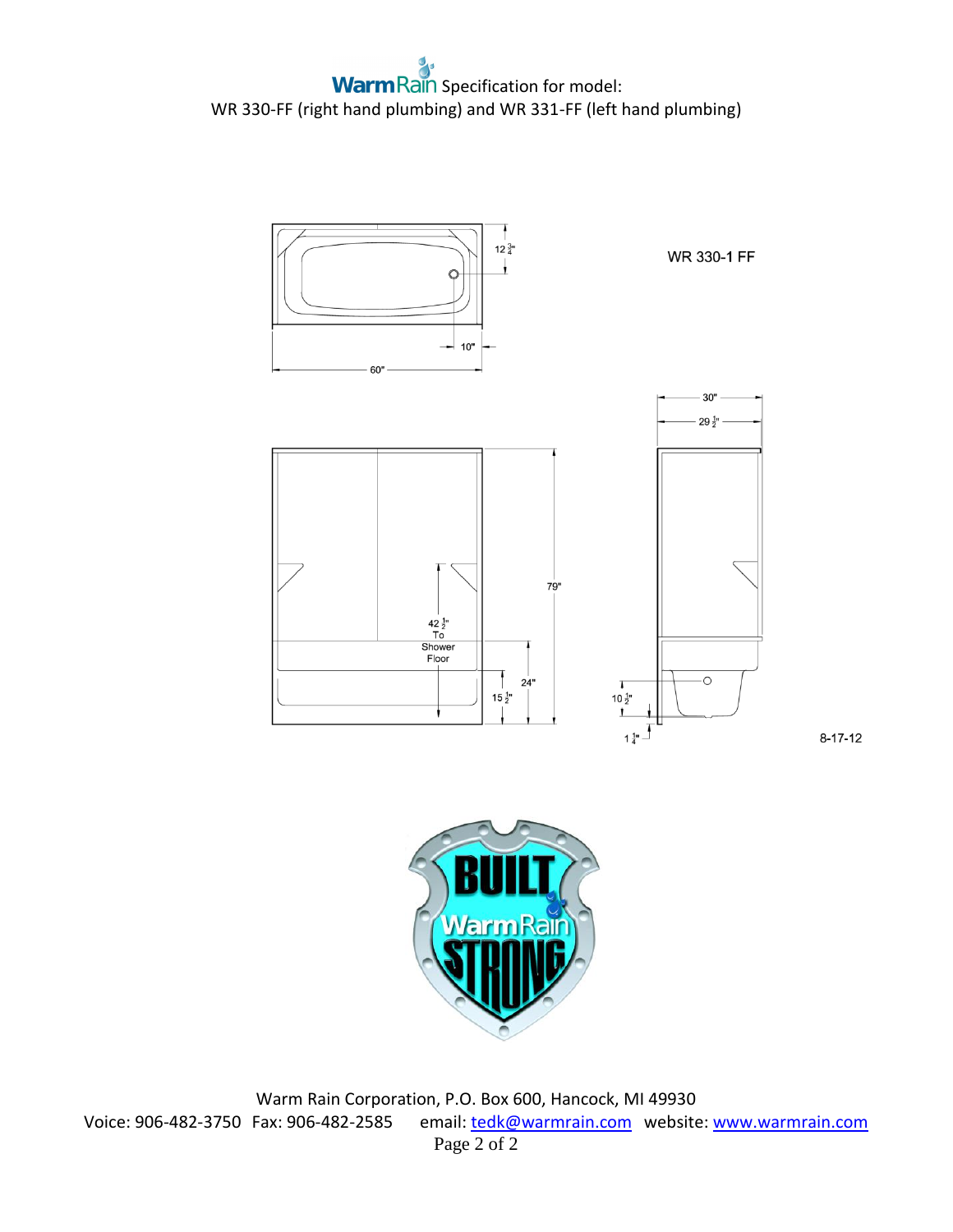**WarmRain** Specification for model:
WR 330-FF (right hand plumbing) and WR 331-FF (left hand plumbing)

WR 330-1 FF

$12\frac{3}{4}$"

10"

60"

30"

$29\frac{1}{2}$"

79"

$42\frac{1}{2}$" To Shower Floor

24"

$15\frac{1}{2}$"

$10\frac{1}{2}$"

$1\frac{1}{4}$"

8-17-12

BUILT WarmRain STRONG

Warm Rain Corporation, P.O. Box 600, Hancock, MI 49930
Voice: 906-482-3750 Fax: 906-482-2585 email: tedk@warmrain.com website: www.warmrain.com